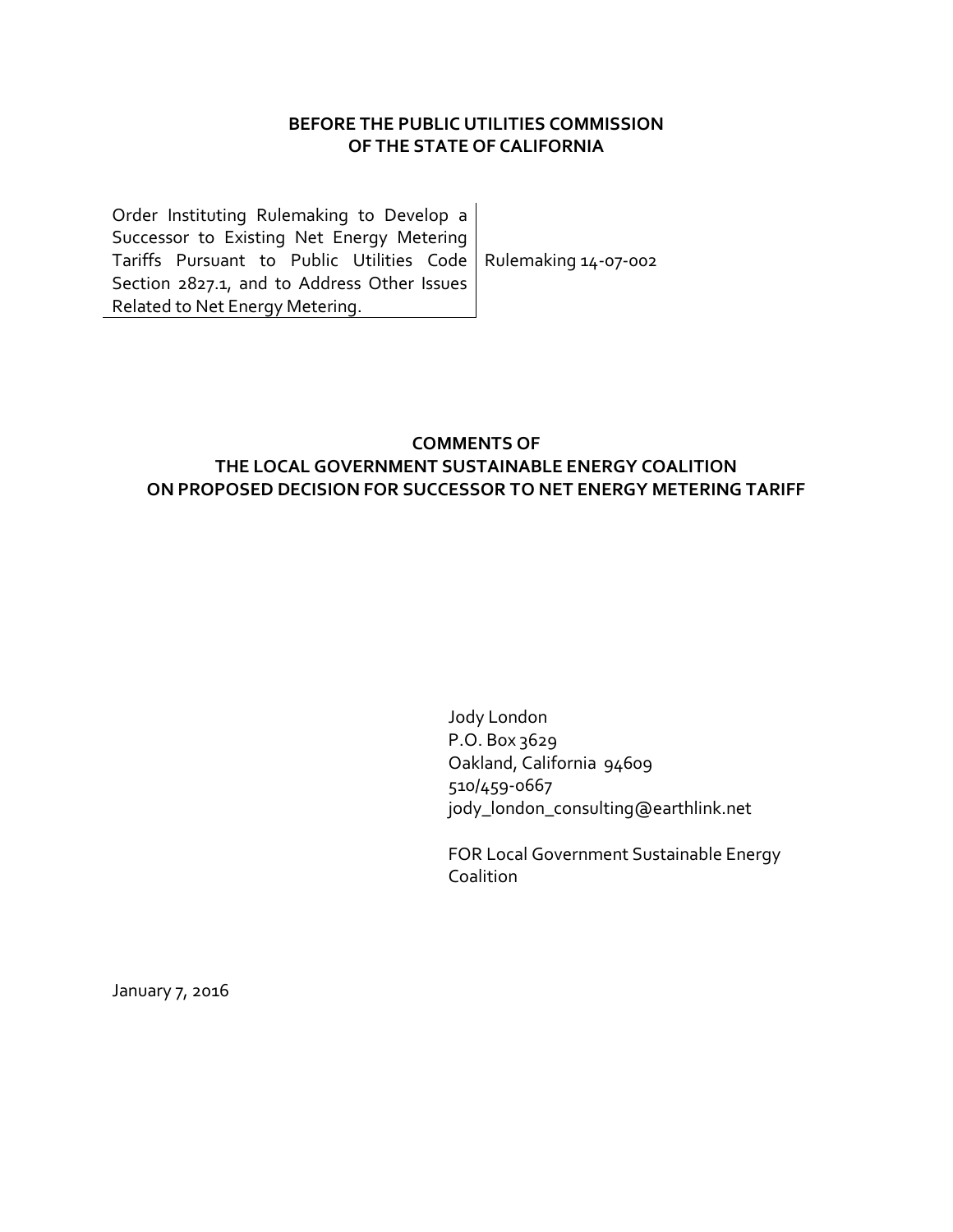**BEFORE THE PUBLIC UTILITIES COMMISSION**
**OF THE STATE OF CALIFORNIA**

| Order Instituting Rulemaking to Develop a Successor to Existing Net Energy Metering Tariffs Pursuant to Public Utilities Code Section 2827.1, and to Address Other Issues Related to Net Energy Metering. | Rulemaking 14-07-002 |
|---|---|

**COMMENTS OF**
**THE LOCAL GOVERNMENT SUSTAINABLE ENERGY COALITION**
**ON PROPOSED DECISION FOR SUCCESSOR TO NET ENERGY METERING TARIFF**

Jody London
P.O. Box 3629
Oakland, California 94609
510/459-0667
jody_london_consulting@earthlink.net

FOR Local Government Sustainable Energy Coalition

January 7, 2016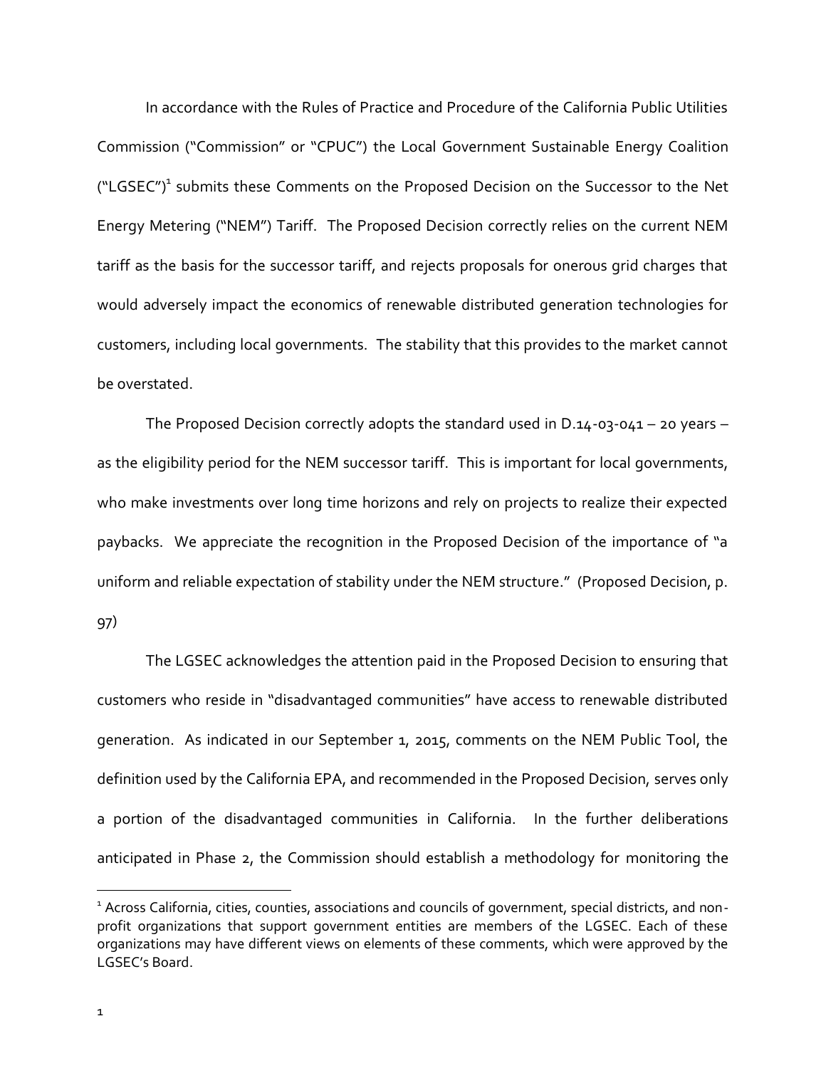In accordance with the Rules of Practice and Procedure of the California Public Utilities Commission ("Commission" or "CPUC") the Local Government Sustainable Energy Coalition ("LGSEC")[1] submits these Comments on the Proposed Decision on the Successor to the Net Energy Metering ("NEM") Tariff. The Proposed Decision correctly relies on the current NEM tariff as the basis for the successor tariff, and rejects proposals for onerous grid charges that would adversely impact the economics of renewable distributed generation technologies for customers, including local governments. The stability that this provides to the market cannot be overstated.

The Proposed Decision correctly adopts the standard used in D.14-03-041 – 20 years – as the eligibility period for the NEM successor tariff. This is important for local governments, who make investments over long time horizons and rely on projects to realize their expected paybacks. We appreciate the recognition in the Proposed Decision of the importance of "a uniform and reliable expectation of stability under the NEM structure." (Proposed Decision, p. 97)

The LGSEC acknowledges the attention paid in the Proposed Decision to ensuring that customers who reside in "disadvantaged communities" have access to renewable distributed generation. As indicated in our September 1, 2015, comments on the NEM Public Tool, the definition used by the California EPA, and recommended in the Proposed Decision, serves only a portion of the disadvantaged communities in California. In the further deliberations anticipated in Phase 2, the Commission should establish a methodology for monitoring the

[1] Across California, cities, counties, associations and councils of government, special districts, and non-profit organizations that support government entities are members of the LGSEC. Each of these organizations may have different views on elements of these comments, which were approved by the LGSEC's Board.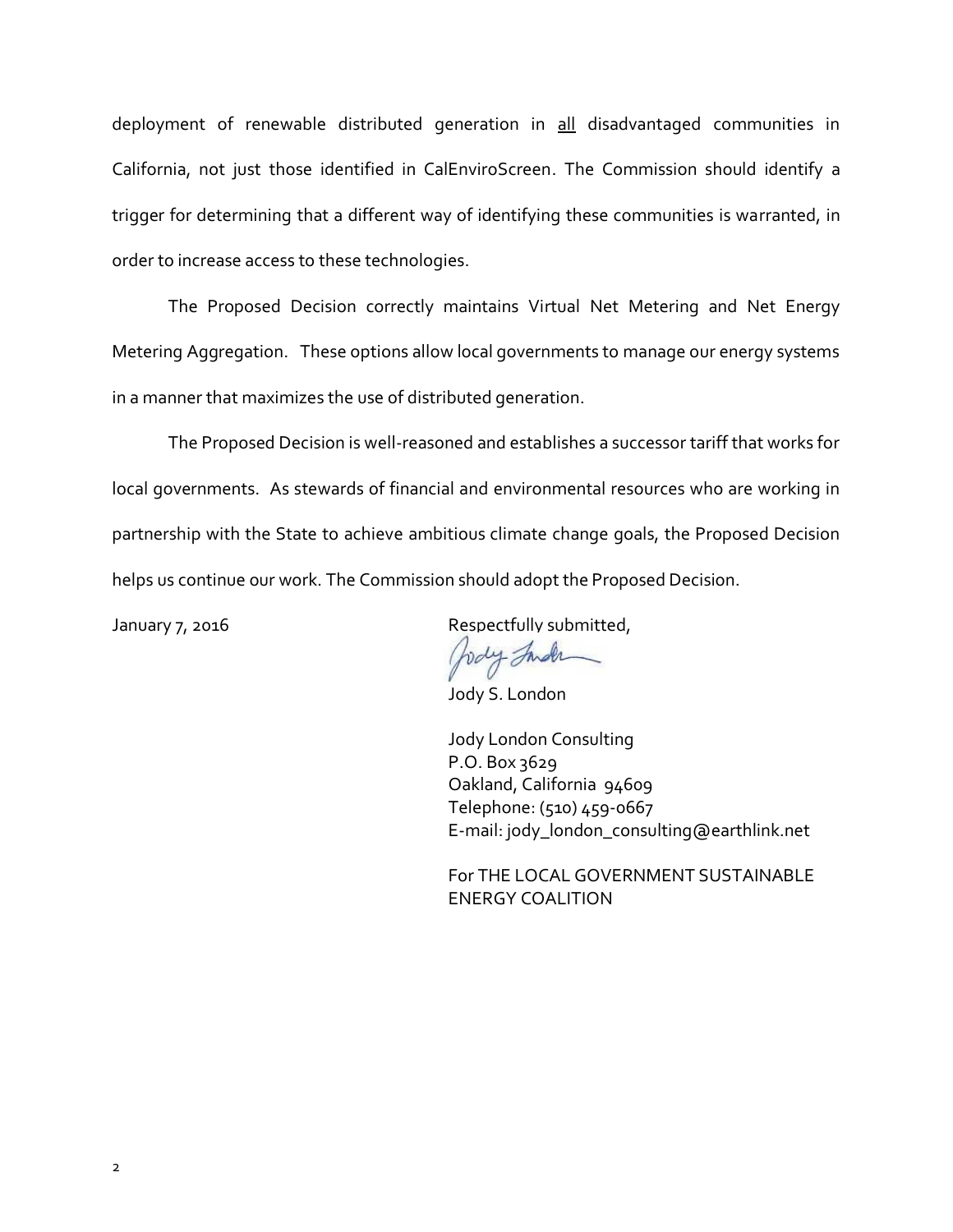deployment of renewable distributed generation in <u>all</u> disadvantaged communities in California, not just those identified in CalEnviroScreen. The Commission should identify a trigger for determining that a different way of identifying these communities is warranted, in order to increase access to these technologies.

The Proposed Decision correctly maintains Virtual Net Metering and Net Energy Metering Aggregation. These options allow local governments to manage our energy systems in a manner that maximizes the use of distributed generation.

The Proposed Decision is well-reasoned and establishes a successor tariff that works for local governments. As stewards of financial and environmental resources who are working in partnership with the State to achieve ambitious climate change goals, the Proposed Decision helps us continue our work. The Commission should adopt the Proposed Decision.

January 7, 2016

Respectfully submitted,

Jody S. London

Jody London Consulting
P.O. Box 3629
Oakland, California 94609
Telephone: (510) 459-0667
E-mail: jody_london_consulting@earthlink.net

For THE LOCAL GOVERNMENT SUSTAINABLE ENERGY COALITION